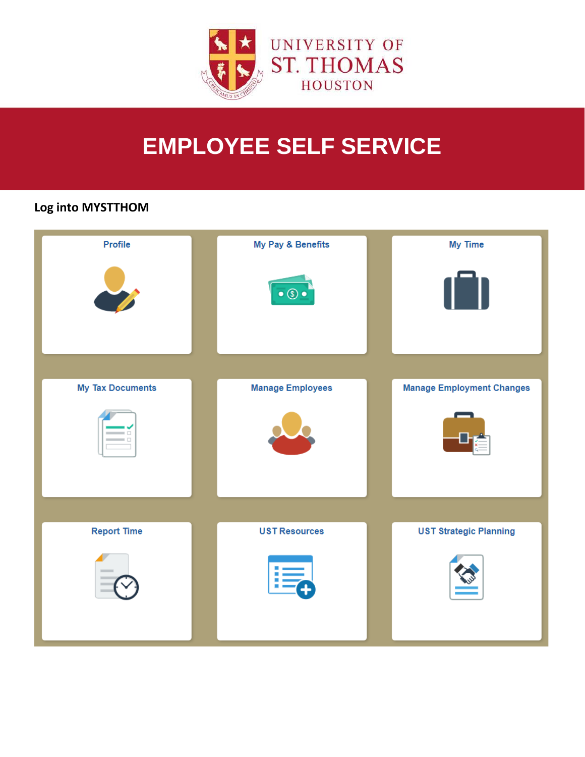UNIVERSITY OF ST. THOMAS HOUSTON

# EMPLOYEE SELF SERVICE

**Log into MYSTTHOM**

| Profile | My Pay & Benefits | My Time |
| --- | --- | --- |
| My Tax Documents | Manage Employees | Manage Employment Changes |
| Report Time | UST Resources | UST Strategic Planning |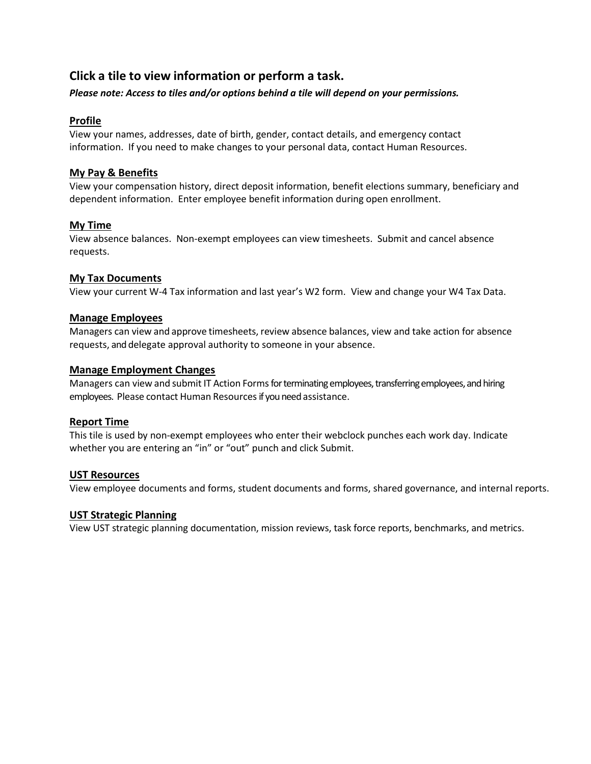## Click a tile to view information or perform a task.

***Please note: Access to tiles and/or options behind a tile will depend on your permissions.***

### Profile

View your names, addresses, date of birth, gender, contact details, and emergency contact information. If you need to make changes to your personal data, contact Human Resources.

### My Pay & Benefits

View your compensation history, direct deposit information, benefit elections summary, beneficiary and dependent information. Enter employee benefit information during open enrollment.

### My Time

View absence balances. Non-exempt employees can view timesheets. Submit and cancel absence requests.

### My Tax Documents

View your current W-4 Tax information and last year's W2 form. View and change your W4 Tax Data.

### Manage Employees

Managers can view and approve timesheets, review absence balances, view and take action for absence requests, and delegate approval authority to someone in your absence.

### Manage Employment Changes

Managers can view and submit IT Action Forms for terminating employees, transferring employees, and hiring employees. Please contact Human Resources if you need assistance.

### Report Time

This tile is used by non-exempt employees who enter their webclock punches each work day. Indicate whether you are entering an "in" or "out" punch and click Submit.

### UST Resources

View employee documents and forms, student documents and forms, shared governance, and internal reports.

### UST Strategic Planning

View UST strategic planning documentation, mission reviews, task force reports, benchmarks, and metrics.